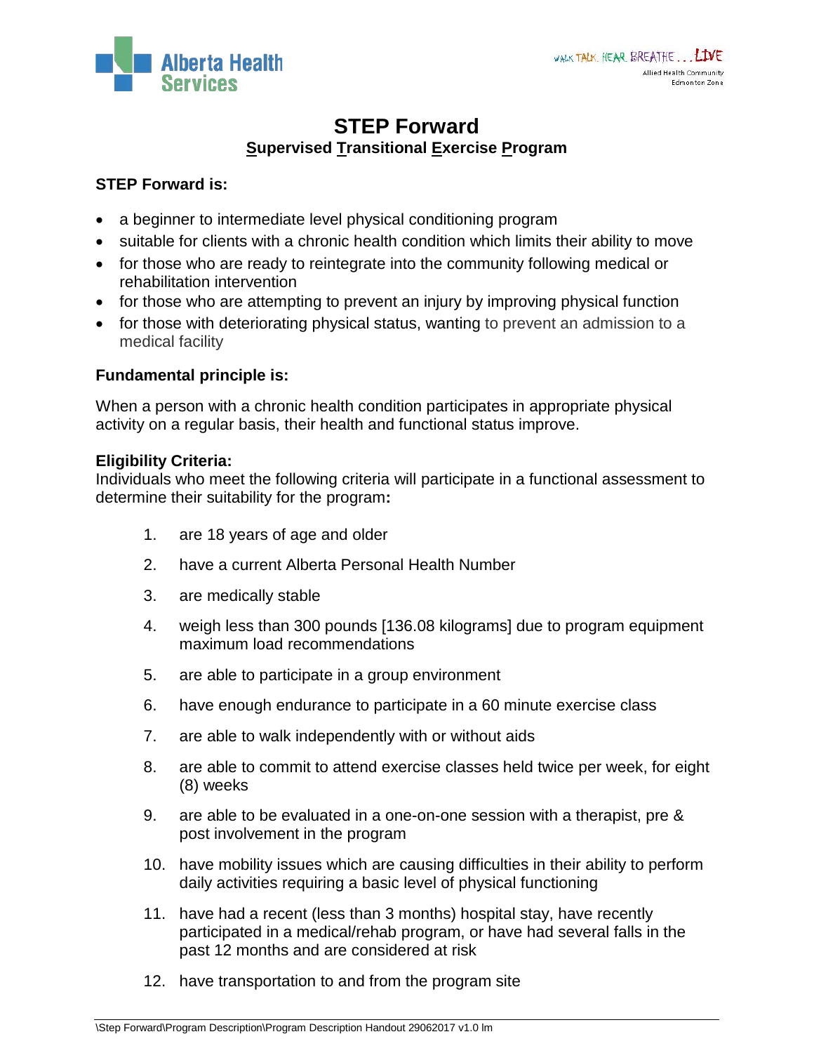# STEP Forward

## Supervised Transitional Exercise Program

### STEP Forward is:

- a beginner to intermediate level physical conditioning program
- suitable for clients with a chronic health condition which limits their ability to move
- for those who are ready to reintegrate into the community following medical or rehabilitation intervention
- for those who are attempting to prevent an injury by improving physical function
- for those with deteriorating physical status, wanting to prevent an admission to a medical facility

### Fundamental principle is:

When a person with a chronic health condition participates in appropriate physical activity on a regular basis, their health and functional status improve.

### Eligibility Criteria:

Individuals who meet the following criteria will participate in a functional assessment to determine their suitability for the program**:**

1. are 18 years of age and older
2. have a current Alberta Personal Health Number
3. are medically stable
4. weigh less than 300 pounds [136.08 kilograms] due to program equipment maximum load recommendations
5. are able to participate in a group environment
6. have enough endurance to participate in a 60 minute exercise class
7. are able to walk independently with or without aids
8. are able to commit to attend exercise classes held twice per week, for eight (8) weeks
9. are able to be evaluated in a one-on-one session with a therapist, pre & post involvement in the program
10. have mobility issues which are causing difficulties in their ability to perform daily activities requiring a basic level of physical functioning
11. have had a recent (less than 3 months) hospital stay, have recently participated in a medical/rehab program, or have had several falls in the past 12 months and are considered at risk
12. have transportation to and from the program site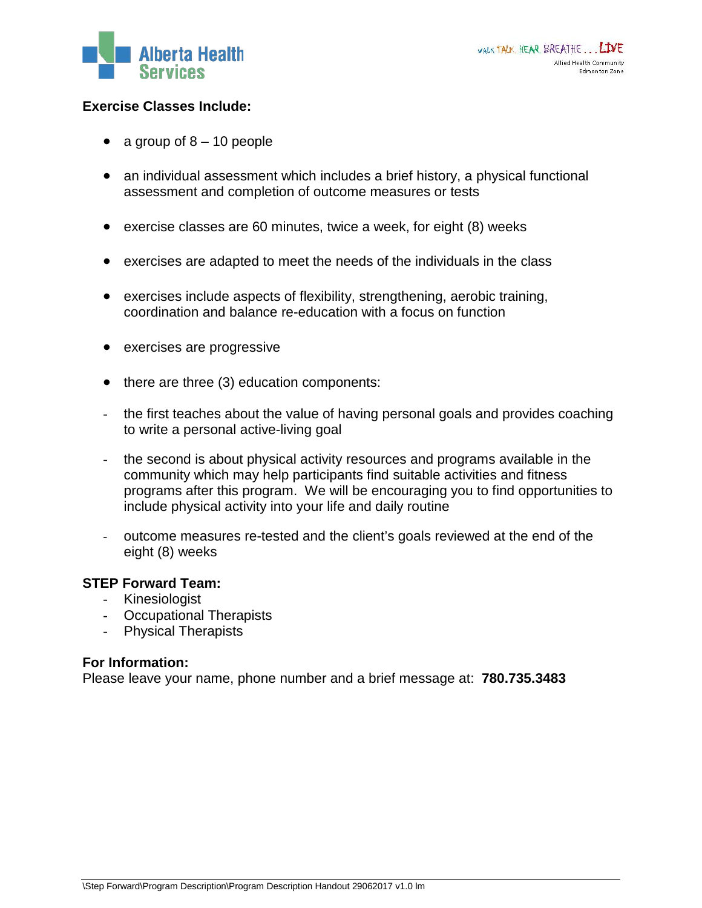**Exercise Classes Include:**

- a group of 8 – 10 people
- an individual assessment which includes a brief history, a physical functional assessment and completion of outcome measures or tests
- exercise classes are 60 minutes, twice a week, for eight (8) weeks
- exercises are adapted to meet the needs of the individuals in the class
- exercises include aspects of flexibility, strengthening, aerobic training, coordination and balance re-education with a focus on function
- exercises are progressive
- there are three (3) education components:

- the first teaches about the value of having personal goals and provides coaching to write a personal active-living goal
- the second is about physical activity resources and programs available in the community which may help participants find suitable activities and fitness programs after this program. We will be encouraging you to find opportunities to include physical activity into your life and daily routine
- outcome measures re-tested and the client's goals reviewed at the end of the eight (8) weeks

**STEP Forward Team:**

- Kinesiologist
- Occupational Therapists
- Physical Therapists

**For Information:**

Please leave your name, phone number and a brief message at: **780.735.3483**